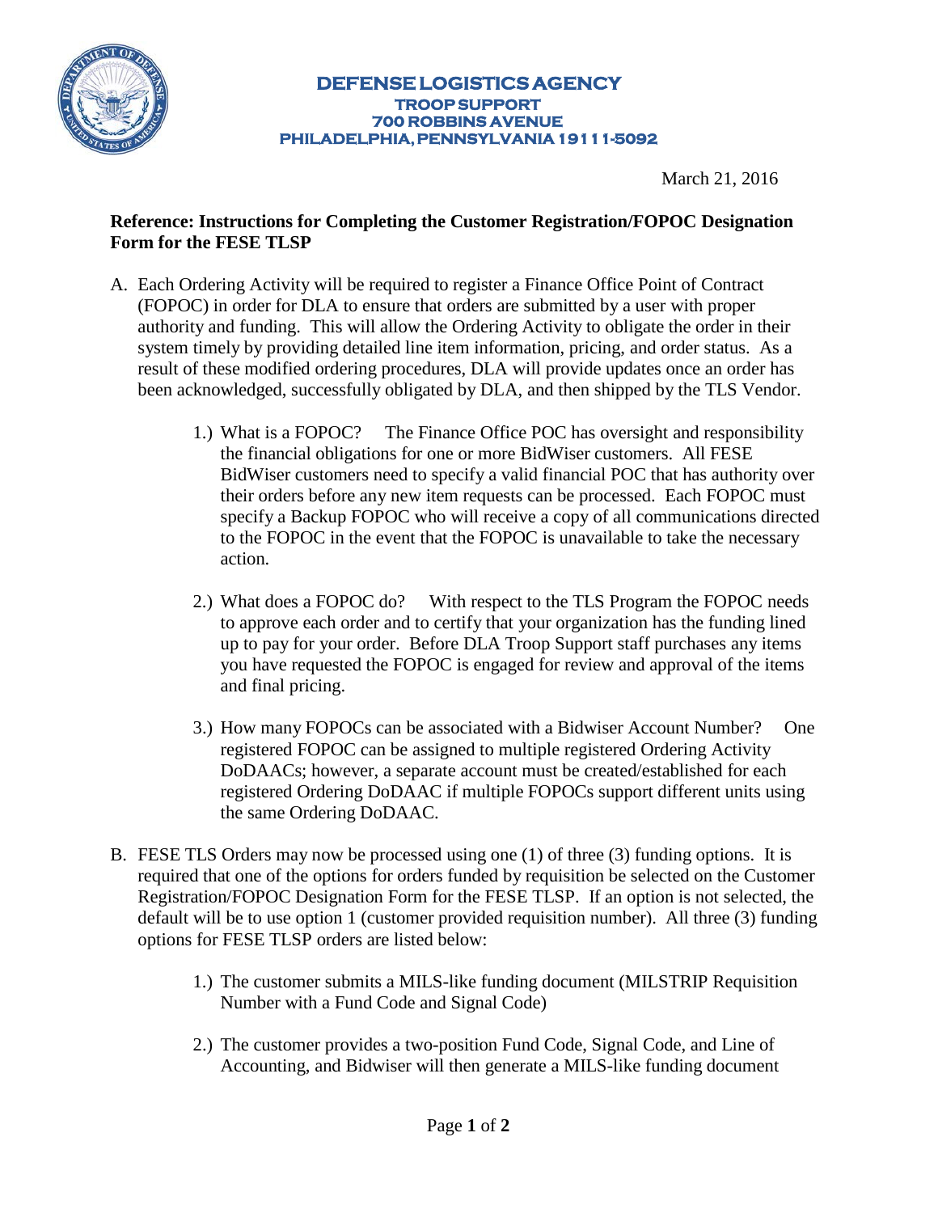**DEFENSE LOGISTICS AGENCY**
**TROOP SUPPORT**
**700 ROBBINS AVENUE**
**PHILADELPHIA, PENNSYLVANIA 19111-5092**

March 21, 2016

**Reference: Instructions for Completing the Customer Registration/FOPOC Designation Form for the FESE TLSP**

A. Each Ordering Activity will be required to register a Finance Office Point of Contract (FOPOC) in order for DLA to ensure that orders are submitted by a user with proper authority and funding. This will allow the Ordering Activity to obligate the order in their system timely by providing detailed line item information, pricing, and order status. As a result of these modified ordering procedures, DLA will provide updates once an order has been acknowledged, successfully obligated by DLA, and then shipped by the TLS Vendor.

   1.) What is a FOPOC? The Finance Office POC has oversight and responsibility the financial obligations for one or more BidWiser customers. All FESE BidWiser customers need to specify a valid financial POC that has authority over their orders before any new item requests can be processed. Each FOPOC must specify a Backup FOPOC who will receive a copy of all communications directed to the FOPOC in the event that the FOPOC is unavailable to take the necessary action.

   2.) What does a FOPOC do? With respect to the TLS Program the FOPOC needs to approve each order and to certify that your organization has the funding lined up to pay for your order. Before DLA Troop Support staff purchases any items you have requested the FOPOC is engaged for review and approval of the items and final pricing.

   3.) How many FOPOCs can be associated with a Bidwiser Account Number? One registered FOPOC can be assigned to multiple registered Ordering Activity DoDAACs; however, a separate account must be created/established for each registered Ordering DoDAAC if multiple FOPOCs support different units using the same Ordering DoDAAC.

B. FESE TLS Orders may now be processed using one (1) of three (3) funding options. It is required that one of the options for orders funded by requisition be selected on the Customer Registration/FOPOC Designation Form for the FESE TLSP. If an option is not selected, the default will be to use option 1 (customer provided requisition number). All three (3) funding options for FESE TLSP orders are listed below:

   1.) The customer submits a MILS-like funding document (MILSTRIP Requisition Number with a Fund Code and Signal Code)

   2.) The customer provides a two-position Fund Code, Signal Code, and Line of Accounting, and Bidwiser will then generate a MILS-like funding document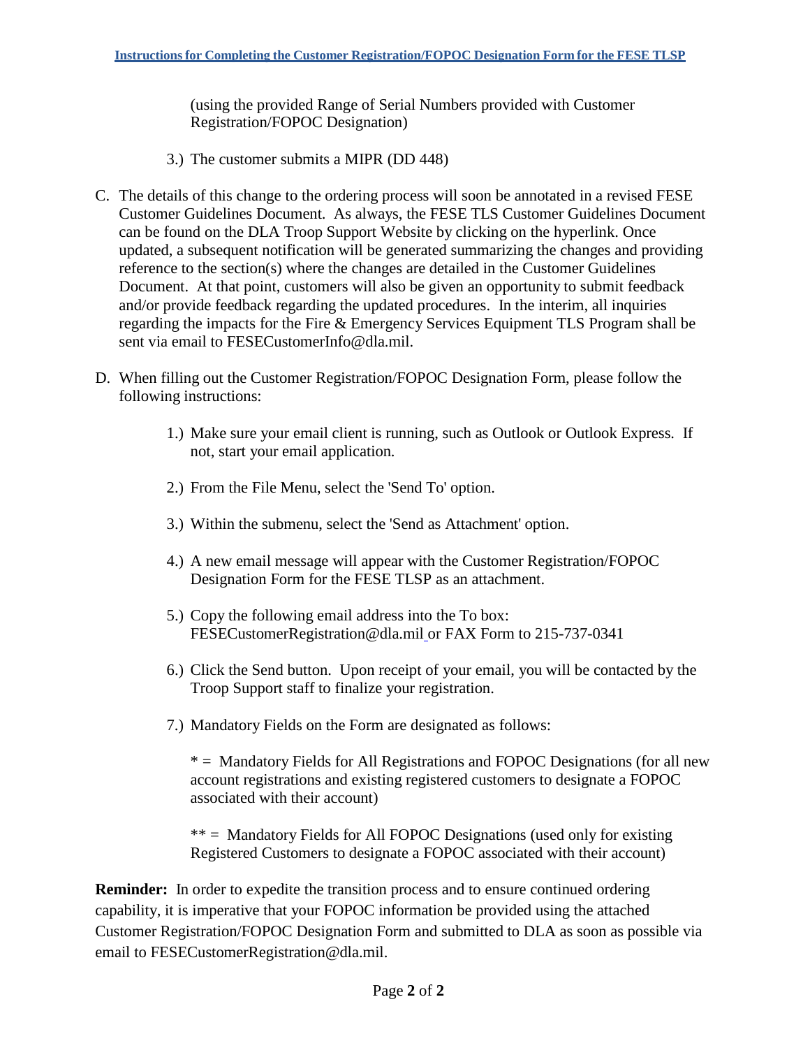(using the provided Range of Serial Numbers provided with Customer Registration/FOPOC Designation)

3.) The customer submits a MIPR (DD 448)

C. The details of this change to the ordering process will soon be annotated in a revised FESE Customer Guidelines Document. As always, the FESE TLS Customer Guidelines Document can be found on the DLA Troop Support Website by clicking on the hyperlink. Once updated, a subsequent notification will be generated summarizing the changes and providing reference to the section(s) where the changes are detailed in the Customer Guidelines Document. At that point, customers will also be given an opportunity to submit feedback and/or provide feedback regarding the updated procedures. In the interim, all inquiries regarding the impacts for the Fire & Emergency Services Equipment TLS Program shall be sent via email to FESECustomerInfo@dla.mil.

D. When filling out the Customer Registration/FOPOC Designation Form, please follow the following instructions:

1.) Make sure your email client is running, such as Outlook or Outlook Express. If not, start your email application.

2.) From the File Menu, select the 'Send To' option.

3.) Within the submenu, select the 'Send as Attachment' option.

4.) A new email message will appear with the Customer Registration/FOPOC Designation Form for the FESE TLSP as an attachment.

5.) Copy the following email address into the To box: FESECustomerRegistration@dla.mil or FAX Form to 215-737-0341

6.) Click the Send button. Upon receipt of your email, you will be contacted by the Troop Support staff to finalize your registration.

7.) Mandatory Fields on the Form are designated as follows:

* = Mandatory Fields for All Registrations and FOPOC Designations (for all new account registrations and existing registered customers to designate a FOPOC associated with their account)

** = Mandatory Fields for All FOPOC Designations (used only for existing Registered Customers to designate a FOPOC associated with their account)

**Reminder:** In order to expedite the transition process and to ensure continued ordering capability, it is imperative that your FOPOC information be provided using the attached Customer Registration/FOPOC Designation Form and submitted to DLA as soon as possible via email to FESECustomerRegistration@dla.mil.